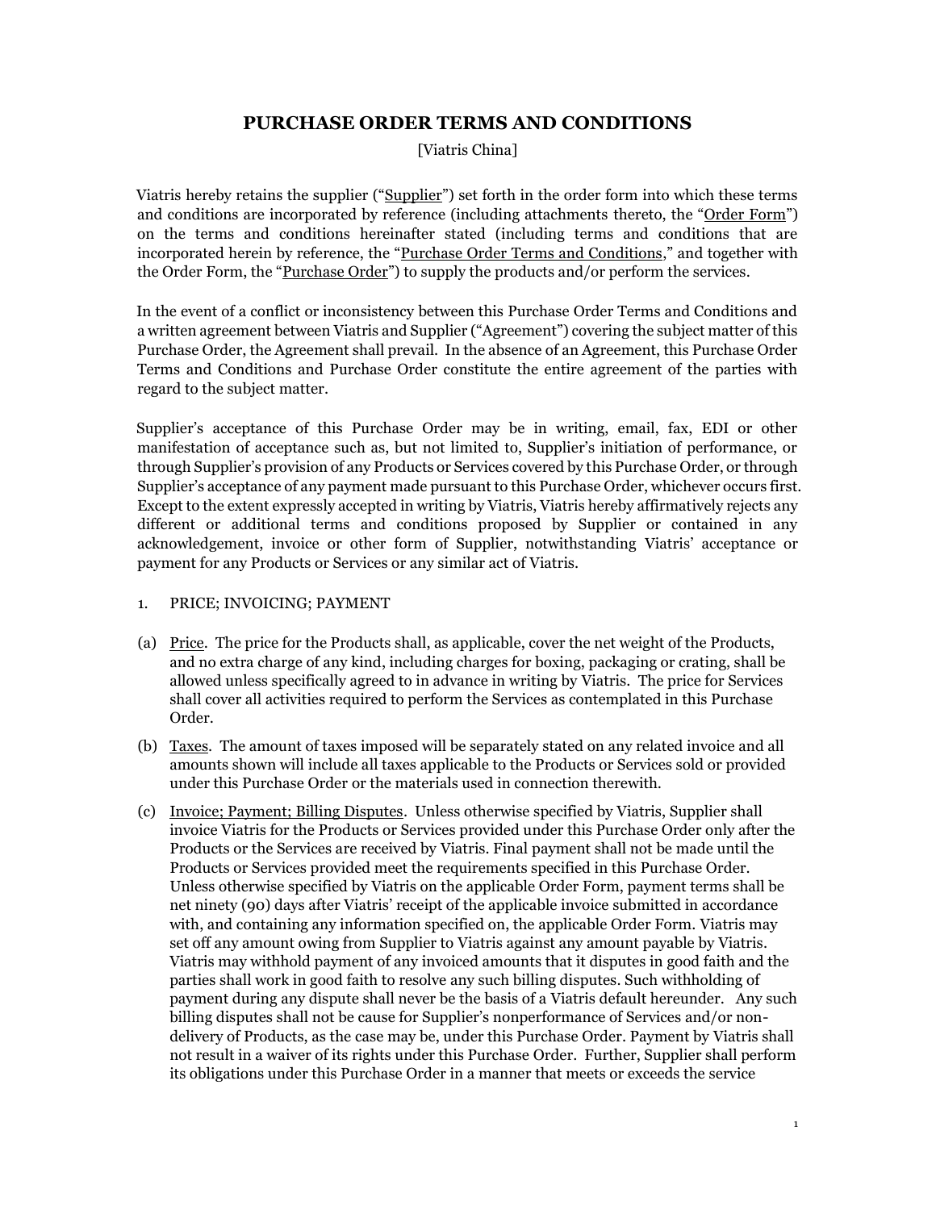# PURCHASE ORDER TERMS AND CONDITIONS

[Viatris China]

Viatris hereby retains the supplier ("Supplier") set forth in the order form into which these terms and conditions are incorporated by reference (including attachments thereto, the "Order Form") on the terms and conditions hereinafter stated (including terms and conditions that are incorporated herein by reference, the "Purchase Order Terms and Conditions," and together with the Order Form, the "Purchase Order") to supply the products and/or perform the services.

In the event of a conflict or inconsistency between this Purchase Order Terms and Conditions and a written agreement between Viatris and Supplier ("Agreement") covering the subject matter of this Purchase Order, the Agreement shall prevail. In the absence of an Agreement, this Purchase Order Terms and Conditions and Purchase Order constitute the entire agreement of the parties with regard to the subject matter.

Supplier's acceptance of this Purchase Order may be in writing, email, fax, EDI or other manifestation of acceptance such as, but not limited to, Supplier's initiation of performance, or through Supplier's provision of any Products or Services covered by this Purchase Order, or through Supplier's acceptance of any payment made pursuant to this Purchase Order, whichever occurs first. Except to the extent expressly accepted in writing by Viatris, Viatris hereby affirmatively rejects any different or additional terms and conditions proposed by Supplier or contained in any acknowledgement, invoice or other form of Supplier, notwithstanding Viatris' acceptance or payment for any Products or Services or any similar act of Viatris.

1. PRICE; INVOICING; PAYMENT

(a) Price. The price for the Products shall, as applicable, cover the net weight of the Products, and no extra charge of any kind, including charges for boxing, packaging or crating, shall be allowed unless specifically agreed to in advance in writing by Viatris. The price for Services shall cover all activities required to perform the Services as contemplated in this Purchase Order.

(b) Taxes. The amount of taxes imposed will be separately stated on any related invoice and all amounts shown will include all taxes applicable to the Products or Services sold or provided under this Purchase Order or the materials used in connection therewith.

(c) Invoice; Payment; Billing Disputes. Unless otherwise specified by Viatris, Supplier shall invoice Viatris for the Products or Services provided under this Purchase Order only after the Products or the Services are received by Viatris. Final payment shall not be made until the Products or Services provided meet the requirements specified in this Purchase Order. Unless otherwise specified by Viatris on the applicable Order Form, payment terms shall be net ninety (90) days after Viatris' receipt of the applicable invoice submitted in accordance with, and containing any information specified on, the applicable Order Form. Viatris may set off any amount owing from Supplier to Viatris against any amount payable by Viatris. Viatris may withhold payment of any invoiced amounts that it disputes in good faith and the parties shall work in good faith to resolve any such billing disputes. Such withholding of payment during any dispute shall never be the basis of a Viatris default hereunder. Any such billing disputes shall not be cause for Supplier's nonperformance of Services and/or non-delivery of Products, as the case may be, under this Purchase Order. Payment by Viatris shall not result in a waiver of its rights under this Purchase Order. Further, Supplier shall perform its obligations under this Purchase Order in a manner that meets or exceeds the service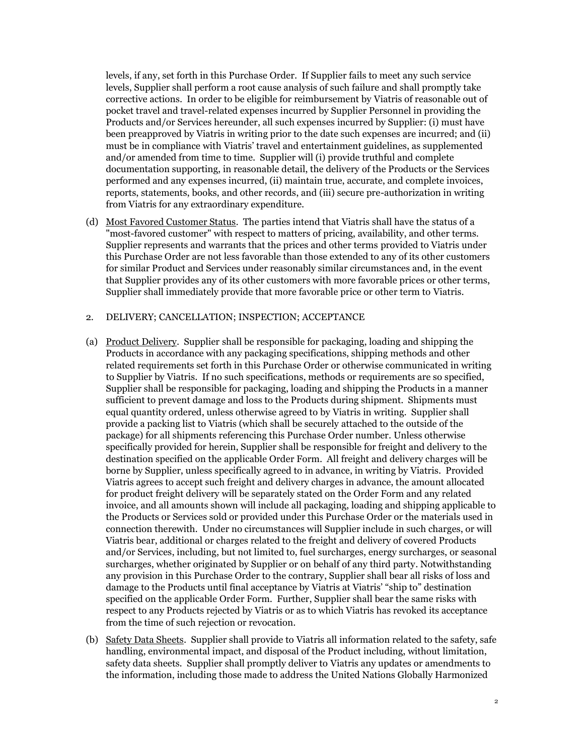levels, if any, set forth in this Purchase Order. If Supplier fails to meet any such service levels, Supplier shall perform a root cause analysis of such failure and shall promptly take corrective actions. In order to be eligible for reimbursement by Viatris of reasonable out of pocket travel and travel-related expenses incurred by Supplier Personnel in providing the Products and/or Services hereunder, all such expenses incurred by Supplier: (i) must have been preapproved by Viatris in writing prior to the date such expenses are incurred; and (ii) must be in compliance with Viatris' travel and entertainment guidelines, as supplemented and/or amended from time to time. Supplier will (i) provide truthful and complete documentation supporting, in reasonable detail, the delivery of the Products or the Services performed and any expenses incurred, (ii) maintain true, accurate, and complete invoices, reports, statements, books, and other records, and (iii) secure pre-authorization in writing from Viatris for any extraordinary expenditure.

(d) Most Favored Customer Status. The parties intend that Viatris shall have the status of a "most-favored customer" with respect to matters of pricing, availability, and other terms. Supplier represents and warrants that the prices and other terms provided to Viatris under this Purchase Order are not less favorable than those extended to any of its other customers for similar Product and Services under reasonably similar circumstances and, in the event that Supplier provides any of its other customers with more favorable prices or other terms, Supplier shall immediately provide that more favorable price or other term to Viatris.

2. DELIVERY; CANCELLATION; INSPECTION; ACCEPTANCE

(a) Product Delivery. Supplier shall be responsible for packaging, loading and shipping the Products in accordance with any packaging specifications, shipping methods and other related requirements set forth in this Purchase Order or otherwise communicated in writing to Supplier by Viatris. If no such specifications, methods or requirements are so specified, Supplier shall be responsible for packaging, loading and shipping the Products in a manner sufficient to prevent damage and loss to the Products during shipment. Shipments must equal quantity ordered, unless otherwise agreed to by Viatris in writing. Supplier shall provide a packing list to Viatris (which shall be securely attached to the outside of the package) for all shipments referencing this Purchase Order number. Unless otherwise specifically provided for herein, Supplier shall be responsible for freight and delivery to the destination specified on the applicable Order Form. All freight and delivery charges will be borne by Supplier, unless specifically agreed to in advance, in writing by Viatris. Provided Viatris agrees to accept such freight and delivery charges in advance, the amount allocated for product freight delivery will be separately stated on the Order Form and any related invoice, and all amounts shown will include all packaging, loading and shipping applicable to the Products or Services sold or provided under this Purchase Order or the materials used in connection therewith. Under no circumstances will Supplier include in such charges, or will Viatris bear, additional or charges related to the freight and delivery of covered Products and/or Services, including, but not limited to, fuel surcharges, energy surcharges, or seasonal surcharges, whether originated by Supplier or on behalf of any third party. Notwithstanding any provision in this Purchase Order to the contrary, Supplier shall bear all risks of loss and damage to the Products until final acceptance by Viatris at Viatris' "ship to" destination specified on the applicable Order Form. Further, Supplier shall bear the same risks with respect to any Products rejected by Viatris or as to which Viatris has revoked its acceptance from the time of such rejection or revocation.

(b) Safety Data Sheets. Supplier shall provide to Viatris all information related to the safety, safe handling, environmental impact, and disposal of the Product including, without limitation, safety data sheets. Supplier shall promptly deliver to Viatris any updates or amendments to the information, including those made to address the United Nations Globally Harmonized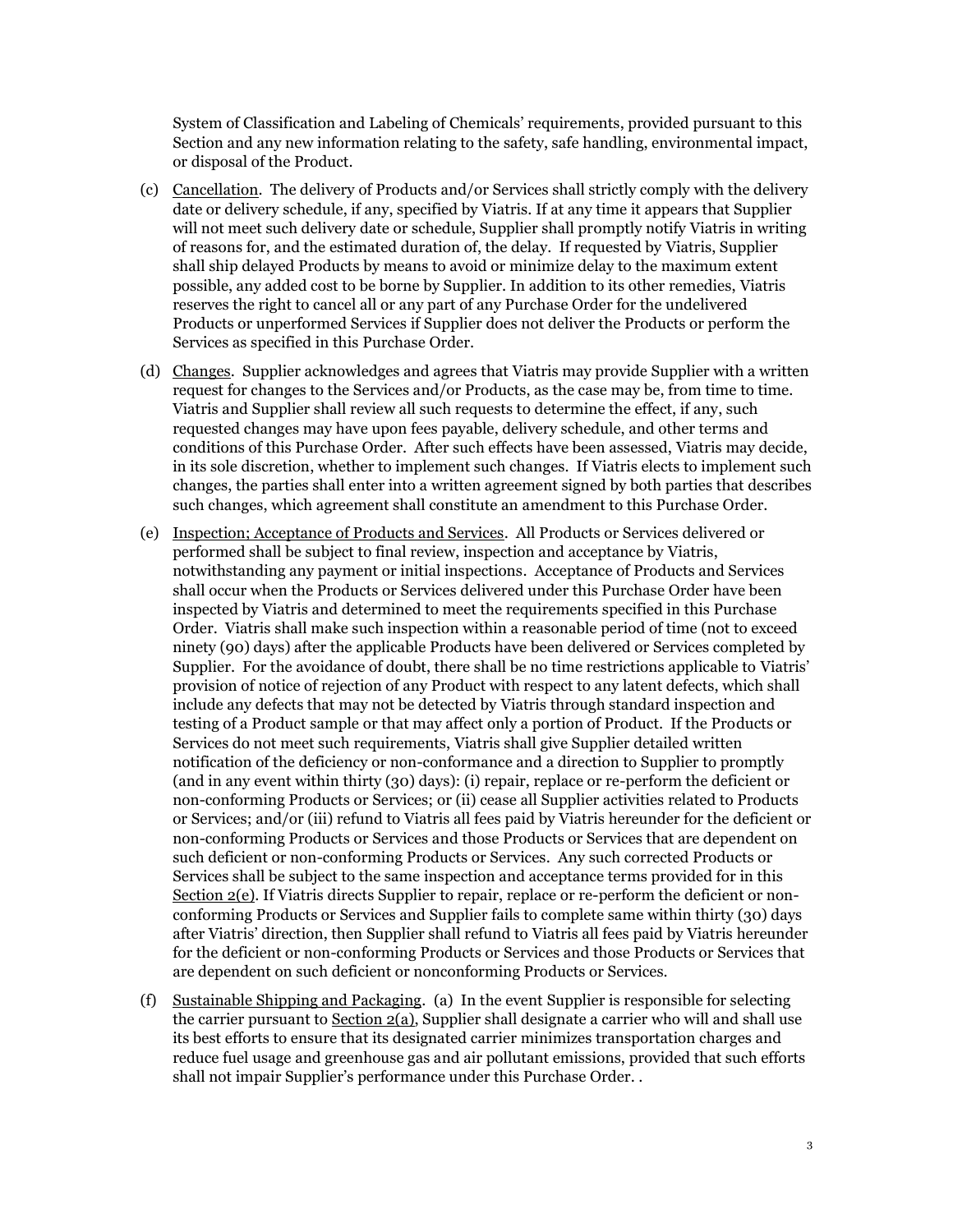System of Classification and Labeling of Chemicals' requirements, provided pursuant to this Section and any new information relating to the safety, safe handling, environmental impact, or disposal of the Product.

(c) Cancellation. The delivery of Products and/or Services shall strictly comply with the delivery date or delivery schedule, if any, specified by Viatris. If at any time it appears that Supplier will not meet such delivery date or schedule, Supplier shall promptly notify Viatris in writing of reasons for, and the estimated duration of, the delay. If requested by Viatris, Supplier shall ship delayed Products by means to avoid or minimize delay to the maximum extent possible, any added cost to be borne by Supplier. In addition to its other remedies, Viatris reserves the right to cancel all or any part of any Purchase Order for the undelivered Products or unperformed Services if Supplier does not deliver the Products or perform the Services as specified in this Purchase Order.

(d) Changes. Supplier acknowledges and agrees that Viatris may provide Supplier with a written request for changes to the Services and/or Products, as the case may be, from time to time. Viatris and Supplier shall review all such requests to determine the effect, if any, such requested changes may have upon fees payable, delivery schedule, and other terms and conditions of this Purchase Order. After such effects have been assessed, Viatris may decide, in its sole discretion, whether to implement such changes. If Viatris elects to implement such changes, the parties shall enter into a written agreement signed by both parties that describes such changes, which agreement shall constitute an amendment to this Purchase Order.

(e) Inspection; Acceptance of Products and Services. All Products or Services delivered or performed shall be subject to final review, inspection and acceptance by Viatris, notwithstanding any payment or initial inspections. Acceptance of Products and Services shall occur when the Products or Services delivered under this Purchase Order have been inspected by Viatris and determined to meet the requirements specified in this Purchase Order. Viatris shall make such inspection within a reasonable period of time (not to exceed ninety (90) days) after the applicable Products have been delivered or Services completed by Supplier. For the avoidance of doubt, there shall be no time restrictions applicable to Viatris' provision of notice of rejection of any Product with respect to any latent defects, which shall include any defects that may not be detected by Viatris through standard inspection and testing of a Product sample or that may affect only a portion of Product. If the Products or Services do not meet such requirements, Viatris shall give Supplier detailed written notification of the deficiency or non-conformance and a direction to Supplier to promptly (and in any event within thirty (30) days): (i) repair, replace or re-perform the deficient or non-conforming Products or Services; or (ii) cease all Supplier activities related to Products or Services; and/or (iii) refund to Viatris all fees paid by Viatris hereunder for the deficient or non-conforming Products or Services and those Products or Services that are dependent on such deficient or non-conforming Products or Services. Any such corrected Products or Services shall be subject to the same inspection and acceptance terms provided for in this Section 2(e). If Viatris directs Supplier to repair, replace or re-perform the deficient or non-conforming Products or Services and Supplier fails to complete same within thirty (30) days after Viatris' direction, then Supplier shall refund to Viatris all fees paid by Viatris hereunder for the deficient or non-conforming Products or Services and those Products or Services that are dependent on such deficient or nonconforming Products or Services.

(f) Sustainable Shipping and Packaging. (a) In the event Supplier is responsible for selecting the carrier pursuant to Section 2(a), Supplier shall designate a carrier who will and shall use its best efforts to ensure that its designated carrier minimizes transportation charges and reduce fuel usage and greenhouse gas and air pollutant emissions, provided that such efforts shall not impair Supplier's performance under this Purchase Order. .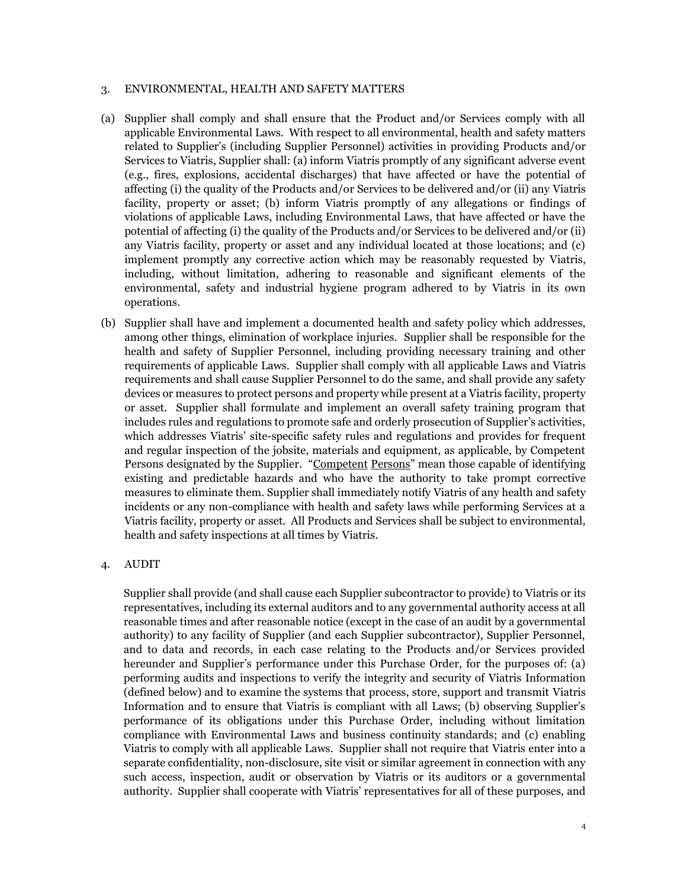## 3. ENVIRONMENTAL, HEALTH AND SAFETY MATTERS

(a) Supplier shall comply and shall ensure that the Product and/or Services comply with all applicable Environmental Laws. With respect to all environmental, health and safety matters related to Supplier's (including Supplier Personnel) activities in providing Products and/or Services to Viatris, Supplier shall: (a) inform Viatris promptly of any significant adverse event (e.g., fires, explosions, accidental discharges) that have affected or have the potential of affecting (i) the quality of the Products and/or Services to be delivered and/or (ii) any Viatris facility, property or asset; (b) inform Viatris promptly of any allegations or findings of violations of applicable Laws, including Environmental Laws, that have affected or have the potential of affecting (i) the quality of the Products and/or Services to be delivered and/or (ii) any Viatris facility, property or asset and any individual located at those locations; and (c) implement promptly any corrective action which may be reasonably requested by Viatris, including, without limitation, adhering to reasonable and significant elements of the environmental, safety and industrial hygiene program adhered to by Viatris in its own operations.

(b) Supplier shall have and implement a documented health and safety policy which addresses, among other things, elimination of workplace injuries. Supplier shall be responsible for the health and safety of Supplier Personnel, including providing necessary training and other requirements of applicable Laws. Supplier shall comply with all applicable Laws and Viatris requirements and shall cause Supplier Personnel to do the same, and shall provide any safety devices or measures to protect persons and property while present at a Viatris facility, property or asset. Supplier shall formulate and implement an overall safety training program that includes rules and regulations to promote safe and orderly prosecution of Supplier's activities, which addresses Viatris' site-specific safety rules and regulations and provides for frequent and regular inspection of the jobsite, materials and equipment, as applicable, by Competent Persons designated by the Supplier. "Competent Persons" mean those capable of identifying existing and predictable hazards and who have the authority to take prompt corrective measures to eliminate them. Supplier shall immediately notify Viatris of any health and safety incidents or any non-compliance with health and safety laws while performing Services at a Viatris facility, property or asset. All Products and Services shall be subject to environmental, health and safety inspections at all times by Viatris.

## 4. AUDIT

Supplier shall provide (and shall cause each Supplier subcontractor to provide) to Viatris or its representatives, including its external auditors and to any governmental authority access at all reasonable times and after reasonable notice (except in the case of an audit by a governmental authority) to any facility of Supplier (and each Supplier subcontractor), Supplier Personnel, and to data and records, in each case relating to the Products and/or Services provided hereunder and Supplier's performance under this Purchase Order, for the purposes of: (a) performing audits and inspections to verify the integrity and security of Viatris Information (defined below) and to examine the systems that process, store, support and transmit Viatris Information and to ensure that Viatris is compliant with all Laws; (b) observing Supplier's performance of its obligations under this Purchase Order, including without limitation compliance with Environmental Laws and business continuity standards; and (c) enabling Viatris to comply with all applicable Laws. Supplier shall not require that Viatris enter into a separate confidentiality, non-disclosure, site visit or similar agreement in connection with any such access, inspection, audit or observation by Viatris or its auditors or a governmental authority. Supplier shall cooperate with Viatris' representatives for all of these purposes, and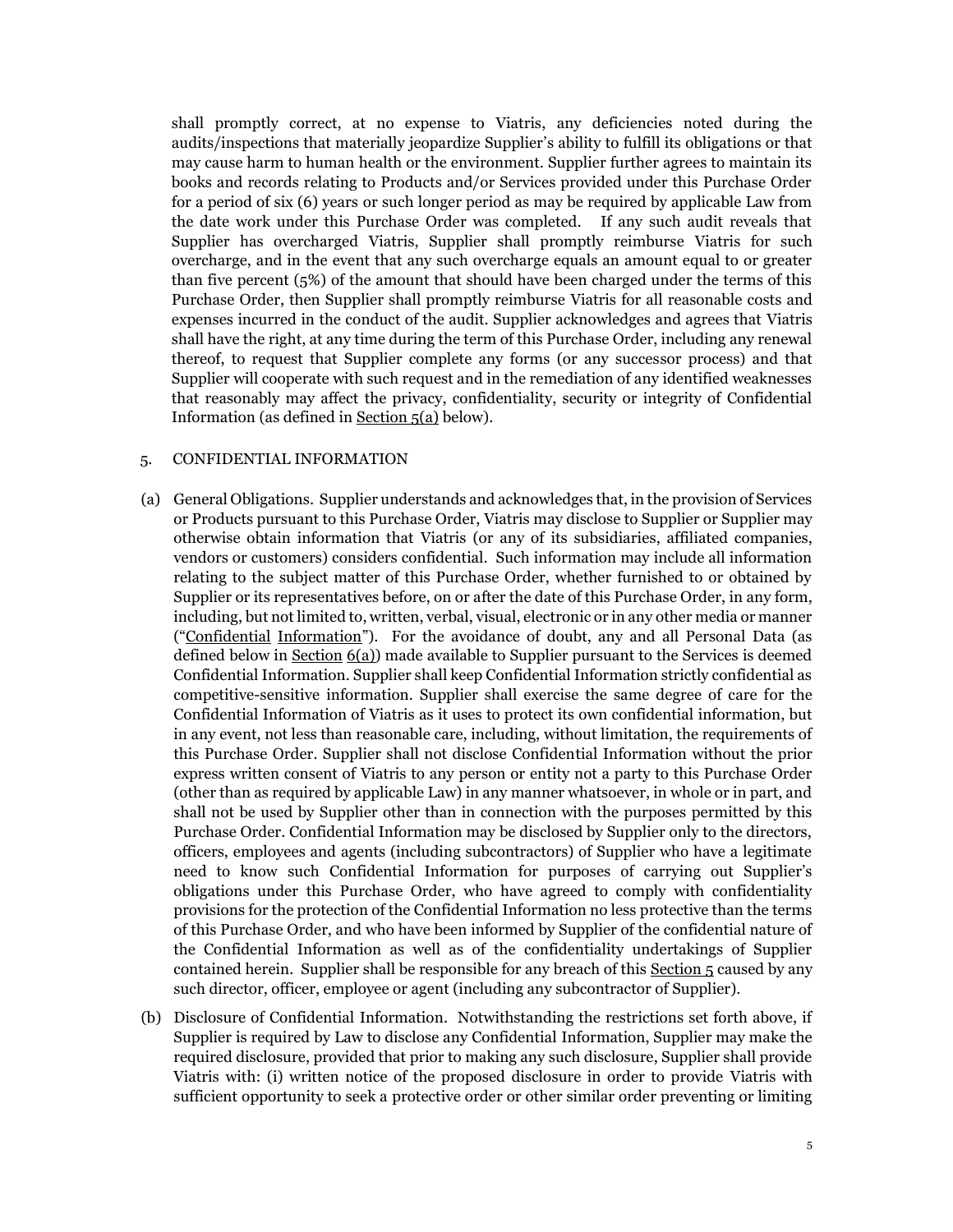shall promptly correct, at no expense to Viatris, any deficiencies noted during the audits/inspections that materially jeopardize Supplier's ability to fulfill its obligations or that may cause harm to human health or the environment. Supplier further agrees to maintain its books and records relating to Products and/or Services provided under this Purchase Order for a period of six (6) years or such longer period as may be required by applicable Law from the date work under this Purchase Order was completed. If any such audit reveals that Supplier has overcharged Viatris, Supplier shall promptly reimburse Viatris for such overcharge, and in the event that any such overcharge equals an amount equal to or greater than five percent (5%) of the amount that should have been charged under the terms of this Purchase Order, then Supplier shall promptly reimburse Viatris for all reasonable costs and expenses incurred in the conduct of the audit. Supplier acknowledges and agrees that Viatris shall have the right, at any time during the term of this Purchase Order, including any renewal thereof, to request that Supplier complete any forms (or any successor process) and that Supplier will cooperate with such request and in the remediation of any identified weaknesses that reasonably may affect the privacy, confidentiality, security or integrity of Confidential Information (as defined in Section 5(a) below).

5. CONFIDENTIAL INFORMATION

(a) General Obligations. Supplier understands and acknowledges that, in the provision of Services or Products pursuant to this Purchase Order, Viatris may disclose to Supplier or Supplier may otherwise obtain information that Viatris (or any of its subsidiaries, affiliated companies, vendors or customers) considers confidential. Such information may include all information relating to the subject matter of this Purchase Order, whether furnished to or obtained by Supplier or its representatives before, on or after the date of this Purchase Order, in any form, including, but not limited to, written, verbal, visual, electronic or in any other media or manner ("Confidential Information"). For the avoidance of doubt, any and all Personal Data (as defined below in Section 6(a)) made available to Supplier pursuant to the Services is deemed Confidential Information. Supplier shall keep Confidential Information strictly confidential as competitive-sensitive information. Supplier shall exercise the same degree of care for the Confidential Information of Viatris as it uses to protect its own confidential information, but in any event, not less than reasonable care, including, without limitation, the requirements of this Purchase Order. Supplier shall not disclose Confidential Information without the prior express written consent of Viatris to any person or entity not a party to this Purchase Order (other than as required by applicable Law) in any manner whatsoever, in whole or in part, and shall not be used by Supplier other than in connection with the purposes permitted by this Purchase Order. Confidential Information may be disclosed by Supplier only to the directors, officers, employees and agents (including subcontractors) of Supplier who have a legitimate need to know such Confidential Information for purposes of carrying out Supplier's obligations under this Purchase Order, who have agreed to comply with confidentiality provisions for the protection of the Confidential Information no less protective than the terms of this Purchase Order, and who have been informed by Supplier of the confidential nature of the Confidential Information as well as of the confidentiality undertakings of Supplier contained herein. Supplier shall be responsible for any breach of this Section 5 caused by any such director, officer, employee or agent (including any subcontractor of Supplier).

(b) Disclosure of Confidential Information. Notwithstanding the restrictions set forth above, if Supplier is required by Law to disclose any Confidential Information, Supplier may make the required disclosure, provided that prior to making any such disclosure, Supplier shall provide Viatris with: (i) written notice of the proposed disclosure in order to provide Viatris with sufficient opportunity to seek a protective order or other similar order preventing or limiting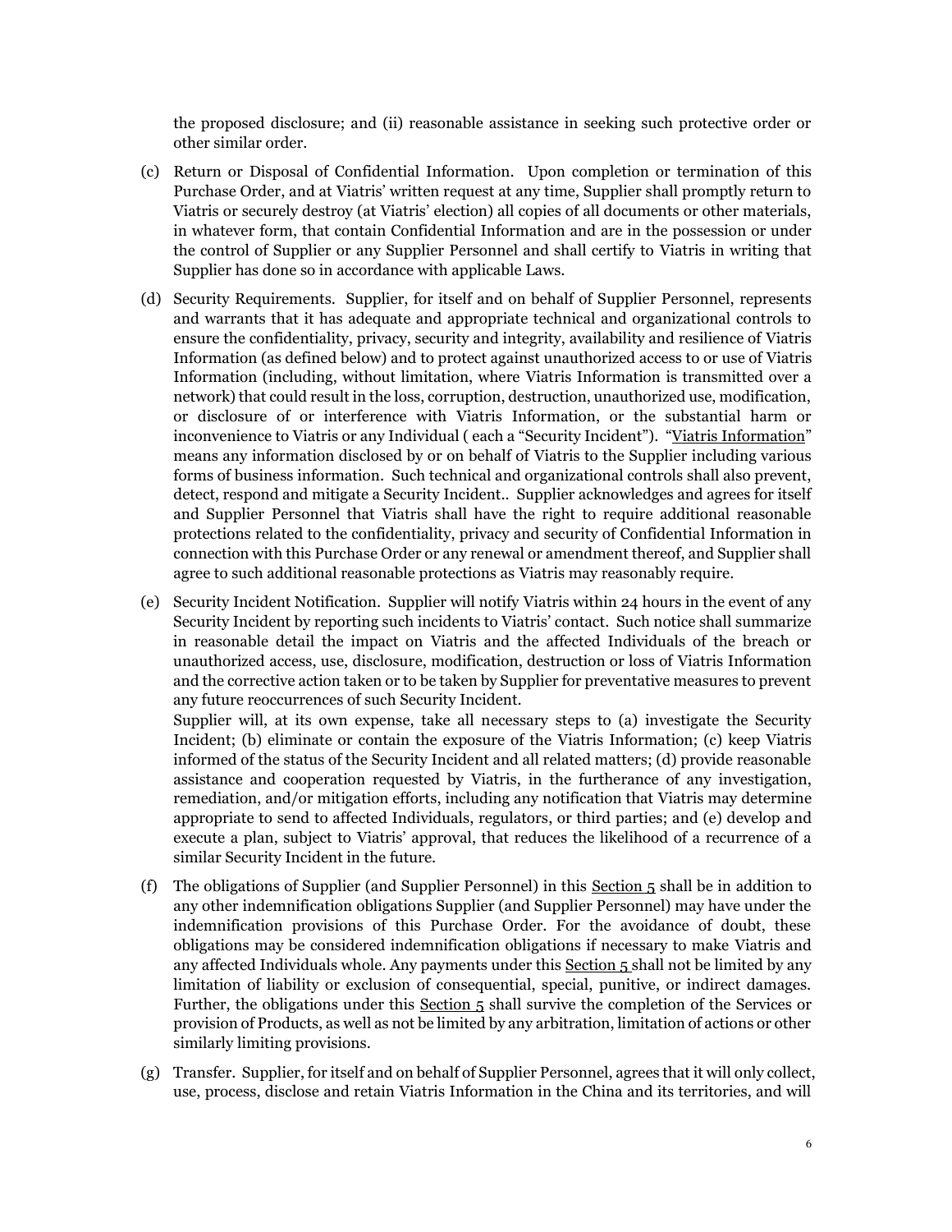the proposed disclosure; and (ii) reasonable assistance in seeking such protective order or other similar order.

(c) Return or Disposal of Confidential Information. Upon completion or termination of this Purchase Order, and at Viatris' written request at any time, Supplier shall promptly return to Viatris or securely destroy (at Viatris' election) all copies of all documents or other materials, in whatever form, that contain Confidential Information and are in the possession or under the control of Supplier or any Supplier Personnel and shall certify to Viatris in writing that Supplier has done so in accordance with applicable Laws.

(d) Security Requirements. Supplier, for itself and on behalf of Supplier Personnel, represents and warrants that it has adequate and appropriate technical and organizational controls to ensure the confidentiality, privacy, security and integrity, availability and resilience of Viatris Information (as defined below) and to protect against unauthorized access to or use of Viatris Information (including, without limitation, where Viatris Information is transmitted over a network) that could result in the loss, corruption, destruction, unauthorized use, modification, or disclosure of or interference with Viatris Information, or the substantial harm or inconvenience to Viatris or any Individual ( each a "Security Incident"). "Viatris Information" means any information disclosed by or on behalf of Viatris to the Supplier including various forms of business information. Such technical and organizational controls shall also prevent, detect, respond and mitigate a Security Incident.. Supplier acknowledges and agrees for itself and Supplier Personnel that Viatris shall have the right to require additional reasonable protections related to the confidentiality, privacy and security of Confidential Information in connection with this Purchase Order or any renewal or amendment thereof, and Supplier shall agree to such additional reasonable protections as Viatris may reasonably require.

(e) Security Incident Notification. Supplier will notify Viatris within 24 hours in the event of any Security Incident by reporting such incidents to Viatris' contact. Such notice shall summarize in reasonable detail the impact on Viatris and the affected Individuals of the breach or unauthorized access, use, disclosure, modification, destruction or loss of Viatris Information and the corrective action taken or to be taken by Supplier for preventative measures to prevent any future reoccurrences of such Security Incident.

Supplier will, at its own expense, take all necessary steps to (a) investigate the Security Incident; (b) eliminate or contain the exposure of the Viatris Information; (c) keep Viatris informed of the status of the Security Incident and all related matters; (d) provide reasonable assistance and cooperation requested by Viatris, in the furtherance of any investigation, remediation, and/or mitigation efforts, including any notification that Viatris may determine appropriate to send to affected Individuals, regulators, or third parties; and (e) develop and execute a plan, subject to Viatris' approval, that reduces the likelihood of a recurrence of a similar Security Incident in the future.

(f) The obligations of Supplier (and Supplier Personnel) in this Section 5 shall be in addition to any other indemnification obligations Supplier (and Supplier Personnel) may have under the indemnification provisions of this Purchase Order. For the avoidance of doubt, these obligations may be considered indemnification obligations if necessary to make Viatris and any affected Individuals whole. Any payments under this Section 5 shall not be limited by any limitation of liability or exclusion of consequential, special, punitive, or indirect damages. Further, the obligations under this Section 5 shall survive the completion of the Services or provision of Products, as well as not be limited by any arbitration, limitation of actions or other similarly limiting provisions.

(g) Transfer. Supplier, for itself and on behalf of Supplier Personnel, agrees that it will only collect, use, process, disclose and retain Viatris Information in the China and its territories, and will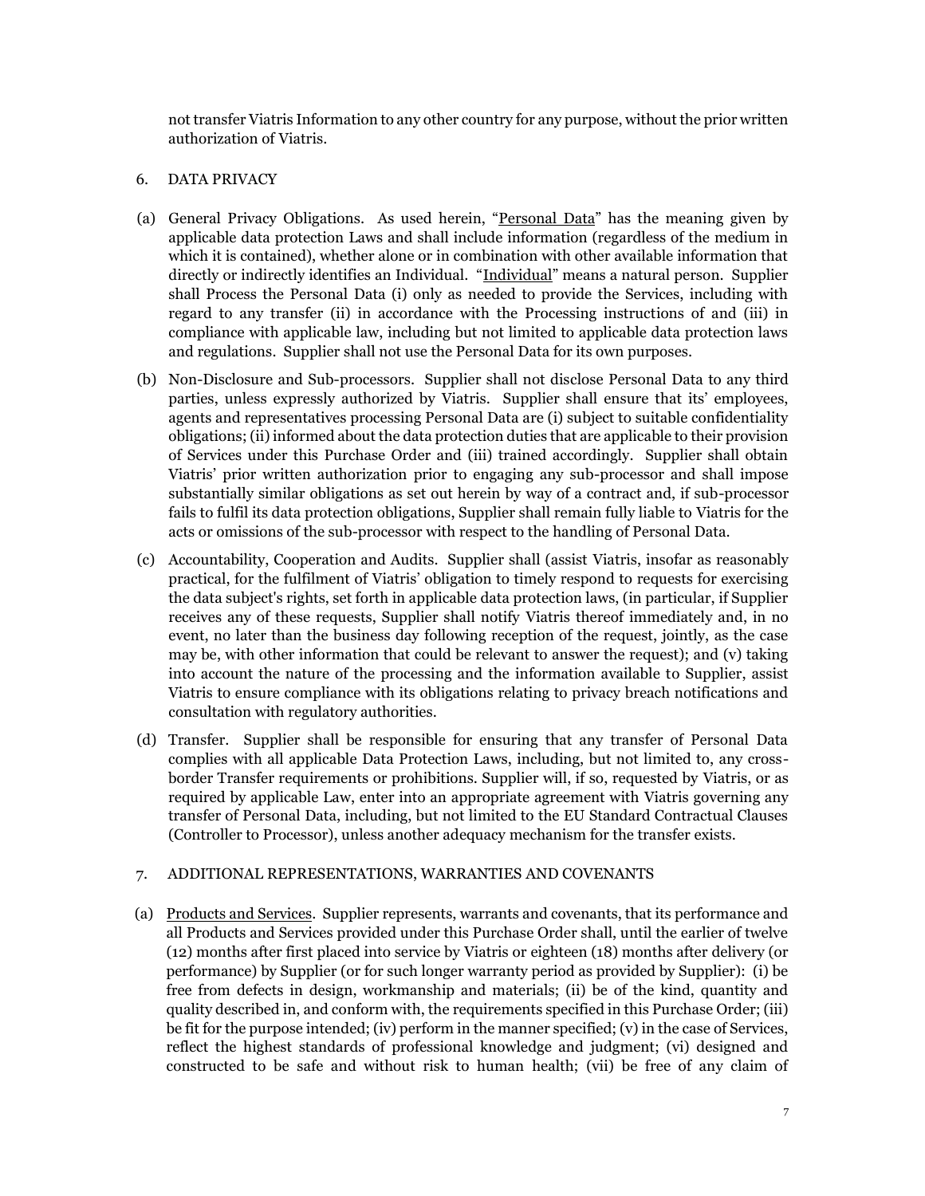not transfer Viatris Information to any other country for any purpose, without the prior written authorization of Viatris.

## 6. DATA PRIVACY

(a) General Privacy Obligations. As used herein, "<u>Personal Data</u>" has the meaning given by applicable data protection Laws and shall include information (regardless of the medium in which it is contained), whether alone or in combination with other available information that directly or indirectly identifies an Individual. "<u>Individual</u>" means a natural person. Supplier shall Process the Personal Data (i) only as needed to provide the Services, including with regard to any transfer (ii) in accordance with the Processing instructions of and (iii) in compliance with applicable law, including but not limited to applicable data protection laws and regulations. Supplier shall not use the Personal Data for its own purposes.

(b) Non-Disclosure and Sub-processors. Supplier shall not disclose Personal Data to any third parties, unless expressly authorized by Viatris. Supplier shall ensure that its' employees, agents and representatives processing Personal Data are (i) subject to suitable confidentiality obligations; (ii) informed about the data protection duties that are applicable to their provision of Services under this Purchase Order and (iii) trained accordingly. Supplier shall obtain Viatris' prior written authorization prior to engaging any sub-processor and shall impose substantially similar obligations as set out herein by way of a contract and, if sub-processor fails to fulfil its data protection obligations, Supplier shall remain fully liable to Viatris for the acts or omissions of the sub-processor with respect to the handling of Personal Data.

(c) Accountability, Cooperation and Audits. Supplier shall (assist Viatris, insofar as reasonably practical, for the fulfilment of Viatris' obligation to timely respond to requests for exercising the data subject's rights, set forth in applicable data protection laws, (in particular, if Supplier receives any of these requests, Supplier shall notify Viatris thereof immediately and, in no event, no later than the business day following reception of the request, jointly, as the case may be, with other information that could be relevant to answer the request); and (v) taking into account the nature of the processing and the information available to Supplier, assist Viatris to ensure compliance with its obligations relating to privacy breach notifications and consultation with regulatory authorities.

(d) Transfer. Supplier shall be responsible for ensuring that any transfer of Personal Data complies with all applicable Data Protection Laws, including, but not limited to, any cross-border Transfer requirements or prohibitions. Supplier will, if so, requested by Viatris, or as required by applicable Law, enter into an appropriate agreement with Viatris governing any transfer of Personal Data, including, but not limited to the EU Standard Contractual Clauses (Controller to Processor), unless another adequacy mechanism for the transfer exists.

## 7. ADDITIONAL REPRESENTATIONS, WARRANTIES AND COVENANTS

(a) <u>Products and Services</u>. Supplier represents, warrants and covenants, that its performance and all Products and Services provided under this Purchase Order shall, until the earlier of twelve (12) months after first placed into service by Viatris or eighteen (18) months after delivery (or performance) by Supplier (or for such longer warranty period as provided by Supplier): (i) be free from defects in design, workmanship and materials; (ii) be of the kind, quantity and quality described in, and conform with, the requirements specified in this Purchase Order; (iii) be fit for the purpose intended; (iv) perform in the manner specified; (v) in the case of Services, reflect the highest standards of professional knowledge and judgment; (vi) designed and constructed to be safe and without risk to human health; (vii) be free of any claim of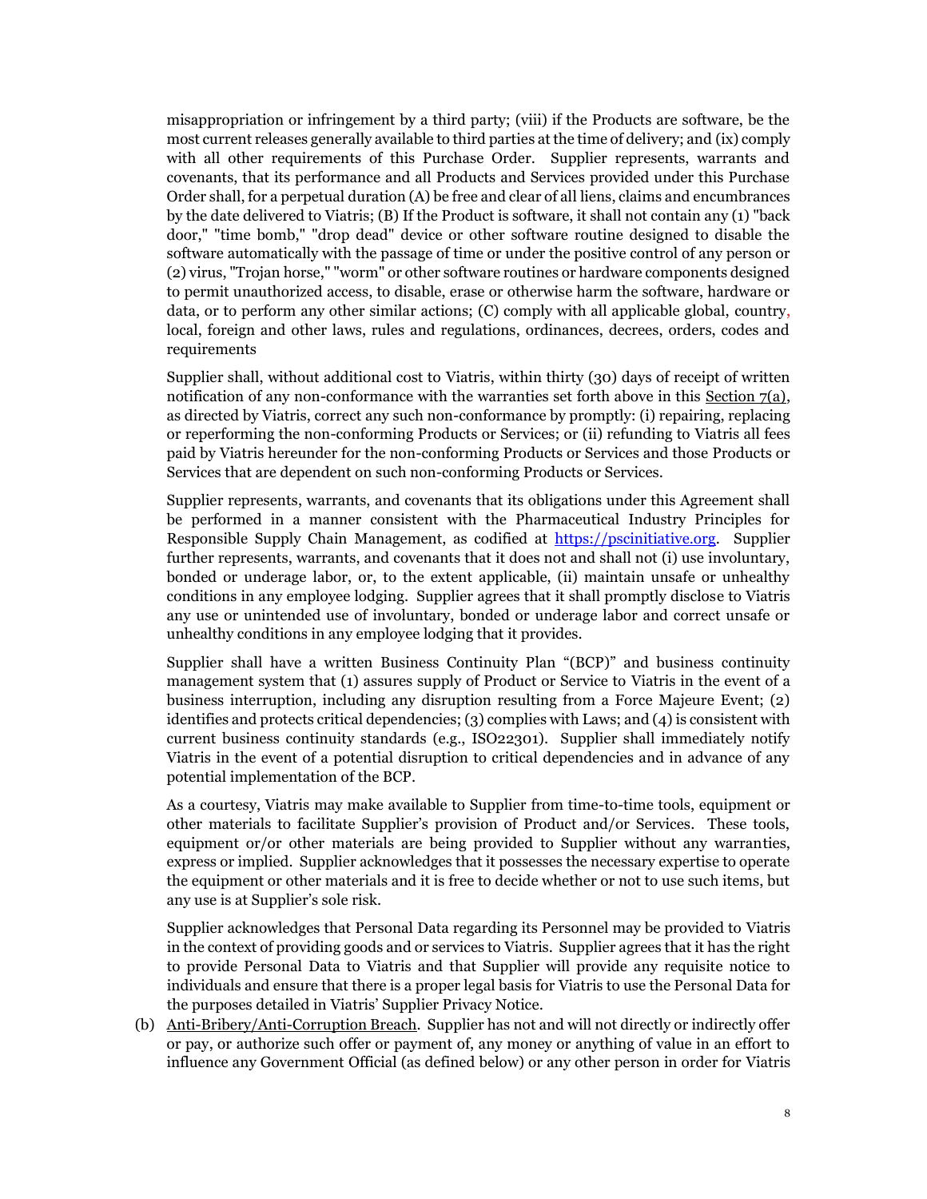misappropriation or infringement by a third party; (viii) if the Products are software, be the most current releases generally available to third parties at the time of delivery; and (ix) comply with all other requirements of this Purchase Order. Supplier represents, warrants and covenants, that its performance and all Products and Services provided under this Purchase Order shall, for a perpetual duration (A) be free and clear of all liens, claims and encumbrances by the date delivered to Viatris; (B) If the Product is software, it shall not contain any (1) "back door," "time bomb," "drop dead" device or other software routine designed to disable the software automatically with the passage of time or under the positive control of any person or (2) virus, "Trojan horse," "worm" or other software routines or hardware components designed to permit unauthorized access, to disable, erase or otherwise harm the software, hardware or data, or to perform any other similar actions; (C) comply with all applicable global, country, local, foreign and other laws, rules and regulations, ordinances, decrees, orders, codes and requirements

Supplier shall, without additional cost to Viatris, within thirty (30) days of receipt of written notification of any non-conformance with the warranties set forth above in this Section 7(a), as directed by Viatris, correct any such non-conformance by promptly: (i) repairing, replacing or reperforming the non-conforming Products or Services; or (ii) refunding to Viatris all fees paid by Viatris hereunder for the non-conforming Products or Services and those Products or Services that are dependent on such non-conforming Products or Services.

Supplier represents, warrants, and covenants that its obligations under this Agreement shall be performed in a manner consistent with the Pharmaceutical Industry Principles for Responsible Supply Chain Management, as codified at https://pscinitiative.org. Supplier further represents, warrants, and covenants that it does not and shall not (i) use involuntary, bonded or underage labor, or, to the extent applicable, (ii) maintain unsafe or unhealthy conditions in any employee lodging. Supplier agrees that it shall promptly disclose to Viatris any use or unintended use of involuntary, bonded or underage labor and correct unsafe or unhealthy conditions in any employee lodging that it provides.

Supplier shall have a written Business Continuity Plan "(BCP)" and business continuity management system that (1) assures supply of Product or Service to Viatris in the event of a business interruption, including any disruption resulting from a Force Majeure Event; (2) identifies and protects critical dependencies; (3) complies with Laws; and (4) is consistent with current business continuity standards (e.g., ISO22301). Supplier shall immediately notify Viatris in the event of a potential disruption to critical dependencies and in advance of any potential implementation of the BCP.

As a courtesy, Viatris may make available to Supplier from time-to-time tools, equipment or other materials to facilitate Supplier's provision of Product and/or Services. These tools, equipment or/or other materials are being provided to Supplier without any warranties, express or implied. Supplier acknowledges that it possesses the necessary expertise to operate the equipment or other materials and it is free to decide whether or not to use such items, but any use is at Supplier's sole risk.

Supplier acknowledges that Personal Data regarding its Personnel may be provided to Viatris in the context of providing goods and or services to Viatris. Supplier agrees that it has the right to provide Personal Data to Viatris and that Supplier will provide any requisite notice to individuals and ensure that there is a proper legal basis for Viatris to use the Personal Data for the purposes detailed in Viatris' Supplier Privacy Notice.

(b) Anti-Bribery/Anti-Corruption Breach. Supplier has not and will not directly or indirectly offer or pay, or authorize such offer or payment of, any money or anything of value in an effort to influence any Government Official (as defined below) or any other person in order for Viatris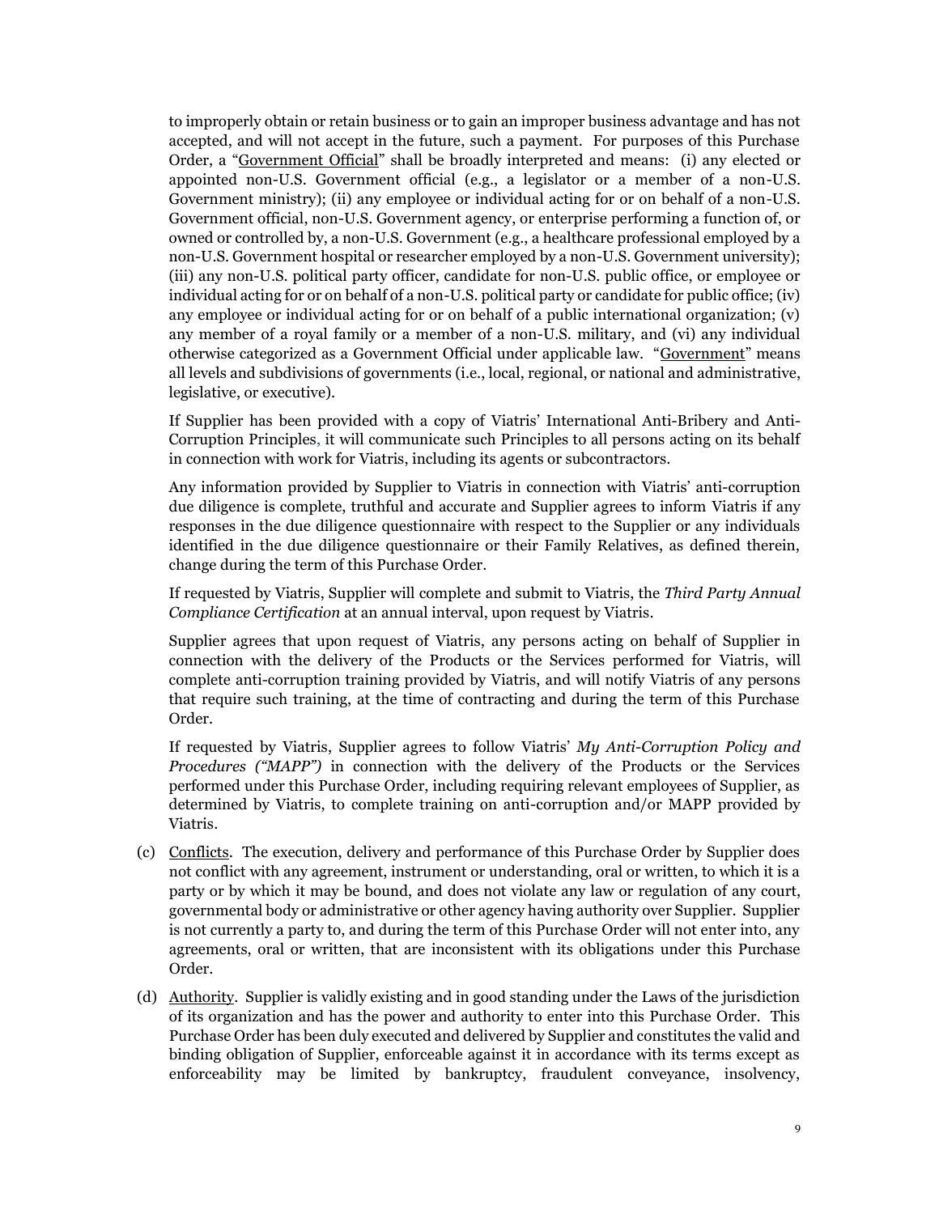to improperly obtain or retain business or to gain an improper business advantage and has not accepted, and will not accept in the future, such a payment. For purposes of this Purchase Order, a "Government Official" shall be broadly interpreted and means: (i) any elected or appointed non-U.S. Government official (e.g., a legislator or a member of a non-U.S. Government ministry); (ii) any employee or individual acting for or on behalf of a non-U.S. Government official, non-U.S. Government agency, or enterprise performing a function of, or owned or controlled by, a non-U.S. Government (e.g., a healthcare professional employed by a non-U.S. Government hospital or researcher employed by a non-U.S. Government university); (iii) any non-U.S. political party officer, candidate for non-U.S. public office, or employee or individual acting for or on behalf of a non-U.S. political party or candidate for public office; (iv) any employee or individual acting for or on behalf of a public international organization; (v) any member of a royal family or a member of a non-U.S. military, and (vi) any individual otherwise categorized as a Government Official under applicable law. "Government" means all levels and subdivisions of governments (i.e., local, regional, or national and administrative, legislative, or executive).

If Supplier has been provided with a copy of Viatris' International Anti-Bribery and Anti-Corruption Principles, it will communicate such Principles to all persons acting on its behalf in connection with work for Viatris, including its agents or subcontractors.

Any information provided by Supplier to Viatris in connection with Viatris' anti-corruption due diligence is complete, truthful and accurate and Supplier agrees to inform Viatris if any responses in the due diligence questionnaire with respect to the Supplier or any individuals identified in the due diligence questionnaire or their Family Relatives, as defined therein, change during the term of this Purchase Order.

If requested by Viatris, Supplier will complete and submit to Viatris, the *Third Party Annual Compliance Certification* at an annual interval, upon request by Viatris.

Supplier agrees that upon request of Viatris, any persons acting on behalf of Supplier in connection with the delivery of the Products or the Services performed for Viatris, will complete anti-corruption training provided by Viatris, and will notify Viatris of any persons that require such training, at the time of contracting and during the term of this Purchase Order.

If requested by Viatris, Supplier agrees to follow Viatris' *My Anti-Corruption Policy and Procedures ("MAPP")* in connection with the delivery of the Products or the Services performed under this Purchase Order, including requiring relevant employees of Supplier, as determined by Viatris, to complete training on anti-corruption and/or MAPP provided by Viatris.

(c) Conflicts. The execution, delivery and performance of this Purchase Order by Supplier does not conflict with any agreement, instrument or understanding, oral or written, to which it is a party or by which it may be bound, and does not violate any law or regulation of any court, governmental body or administrative or other agency having authority over Supplier. Supplier is not currently a party to, and during the term of this Purchase Order will not enter into, any agreements, oral or written, that are inconsistent with its obligations under this Purchase Order.

(d) Authority. Supplier is validly existing and in good standing under the Laws of the jurisdiction of its organization and has the power and authority to enter into this Purchase Order. This Purchase Order has been duly executed and delivered by Supplier and constitutes the valid and binding obligation of Supplier, enforceable against it in accordance with its terms except as enforceability may be limited by bankruptcy, fraudulent conveyance, insolvency,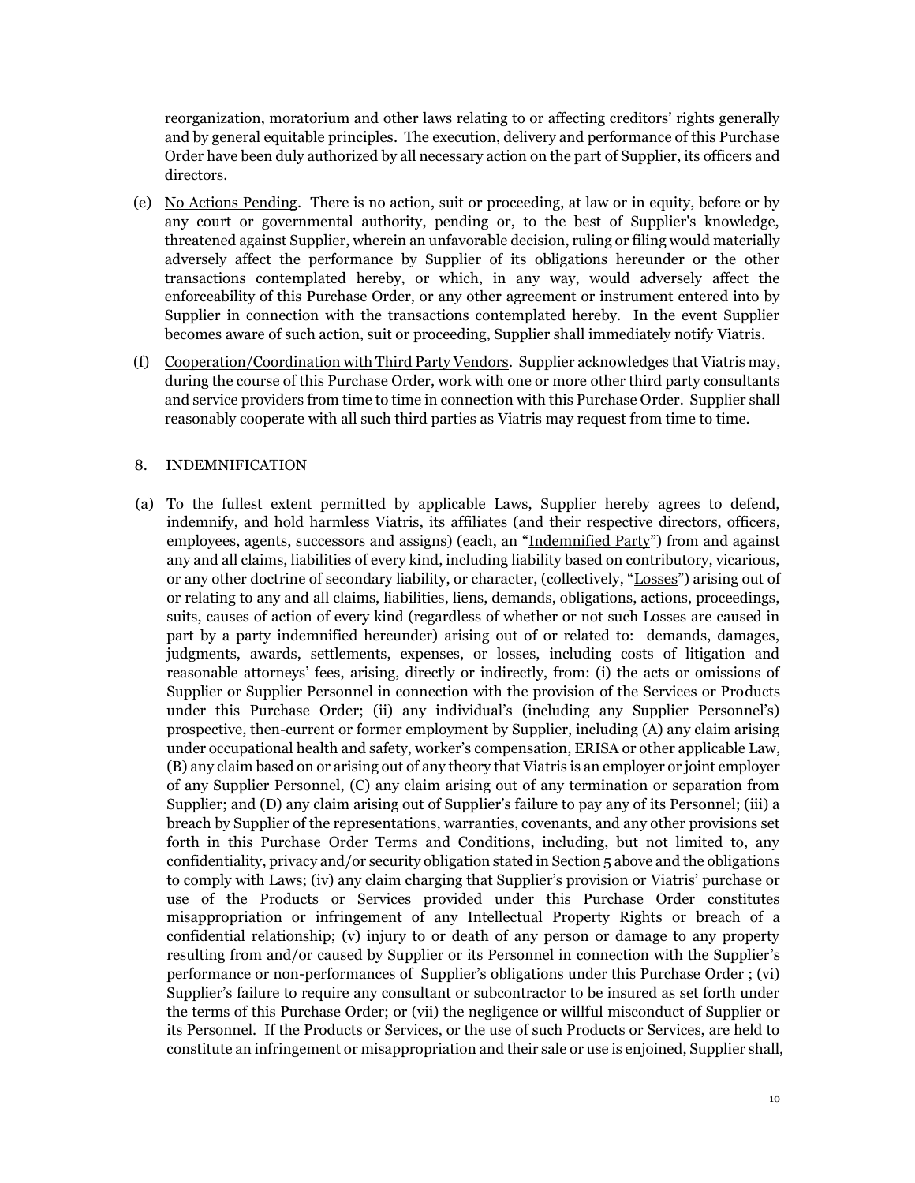reorganization, moratorium and other laws relating to or affecting creditors' rights generally and by general equitable principles. The execution, delivery and performance of this Purchase Order have been duly authorized by all necessary action on the part of Supplier, its officers and directors.

(e) No Actions Pending. There is no action, suit or proceeding, at law or in equity, before or by any court or governmental authority, pending or, to the best of Supplier's knowledge, threatened against Supplier, wherein an unfavorable decision, ruling or filing would materially adversely affect the performance by Supplier of its obligations hereunder or the other transactions contemplated hereby, or which, in any way, would adversely affect the enforceability of this Purchase Order, or any other agreement or instrument entered into by Supplier in connection with the transactions contemplated hereby. In the event Supplier becomes aware of such action, suit or proceeding, Supplier shall immediately notify Viatris.

(f) Cooperation/Coordination with Third Party Vendors. Supplier acknowledges that Viatris may, during the course of this Purchase Order, work with one or more other third party consultants and service providers from time to time in connection with this Purchase Order. Supplier shall reasonably cooperate with all such third parties as Viatris may request from time to time.

## 8. INDEMNIFICATION

(a) To the fullest extent permitted by applicable Laws, Supplier hereby agrees to defend, indemnify, and hold harmless Viatris, its affiliates (and their respective directors, officers, employees, agents, successors and assigns) (each, an "Indemnified Party") from and against any and all claims, liabilities of every kind, including liability based on contributory, vicarious, or any other doctrine of secondary liability, or character, (collectively, "Losses") arising out of or relating to any and all claims, liabilities, liens, demands, obligations, actions, proceedings, suits, causes of action of every kind (regardless of whether or not such Losses are caused in part by a party indemnified hereunder) arising out of or related to: demands, damages, judgments, awards, settlements, expenses, or losses, including costs of litigation and reasonable attorneys' fees, arising, directly or indirectly, from: (i) the acts or omissions of Supplier or Supplier Personnel in connection with the provision of the Services or Products under this Purchase Order; (ii) any individual's (including any Supplier Personnel's) prospective, then-current or former employment by Supplier, including (A) any claim arising under occupational health and safety, worker's compensation, ERISA or other applicable Law, (B) any claim based on or arising out of any theory that Viatris is an employer or joint employer of any Supplier Personnel, (C) any claim arising out of any termination or separation from Supplier; and (D) any claim arising out of Supplier's failure to pay any of its Personnel; (iii) a breach by Supplier of the representations, warranties, covenants, and any other provisions set forth in this Purchase Order Terms and Conditions, including, but not limited to, any confidentiality, privacy and/or security obligation stated in Section 5 above and the obligations to comply with Laws; (iv) any claim charging that Supplier's provision or Viatris' purchase or use of the Products or Services provided under this Purchase Order constitutes misappropriation or infringement of any Intellectual Property Rights or breach of a confidential relationship; (v) injury to or death of any person or damage to any property resulting from and/or caused by Supplier or its Personnel in connection with the Supplier's performance or non-performances of Supplier's obligations under this Purchase Order ; (vi) Supplier's failure to require any consultant or subcontractor to be insured as set forth under the terms of this Purchase Order; or (vii) the negligence or willful misconduct of Supplier or its Personnel. If the Products or Services, or the use of such Products or Services, are held to constitute an infringement or misappropriation and their sale or use is enjoined, Supplier shall,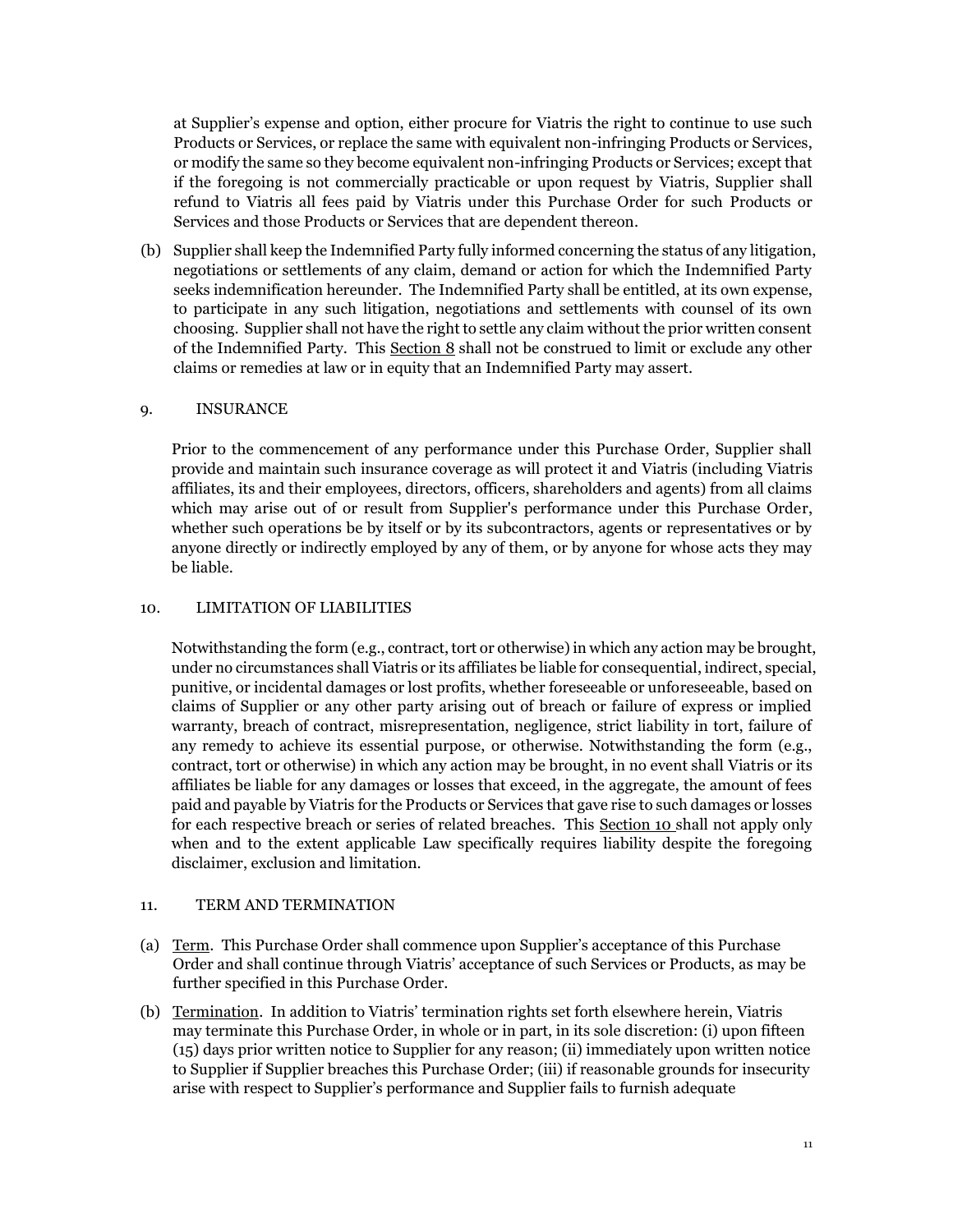at Supplier's expense and option, either procure for Viatris the right to continue to use such Products or Services, or replace the same with equivalent non-infringing Products or Services, or modify the same so they become equivalent non-infringing Products or Services; except that if the foregoing is not commercially practicable or upon request by Viatris, Supplier shall refund to Viatris all fees paid by Viatris under this Purchase Order for such Products or Services and those Products or Services that are dependent thereon.

(b) Supplier shall keep the Indemnified Party fully informed concerning the status of any litigation, negotiations or settlements of any claim, demand or action for which the Indemnified Party seeks indemnification hereunder. The Indemnified Party shall be entitled, at its own expense, to participate in any such litigation, negotiations and settlements with counsel of its own choosing. Supplier shall not have the right to settle any claim without the prior written consent of the Indemnified Party. This Section 8 shall not be construed to limit or exclude any other claims or remedies at law or in equity that an Indemnified Party may assert.

## 9. INSURANCE

Prior to the commencement of any performance under this Purchase Order, Supplier shall provide and maintain such insurance coverage as will protect it and Viatris (including Viatris affiliates, its and their employees, directors, officers, shareholders and agents) from all claims which may arise out of or result from Supplier's performance under this Purchase Order, whether such operations be by itself or by its subcontractors, agents or representatives or by anyone directly or indirectly employed by any of them, or by anyone for whose acts they may be liable.

## 10. LIMITATION OF LIABILITIES

Notwithstanding the form (e.g., contract, tort or otherwise) in which any action may be brought, under no circumstances shall Viatris or its affiliates be liable for consequential, indirect, special, punitive, or incidental damages or lost profits, whether foreseeable or unforeseeable, based on claims of Supplier or any other party arising out of breach or failure of express or implied warranty, breach of contract, misrepresentation, negligence, strict liability in tort, failure of any remedy to achieve its essential purpose, or otherwise. Notwithstanding the form (e.g., contract, tort or otherwise) in which any action may be brought, in no event shall Viatris or its affiliates be liable for any damages or losses that exceed, in the aggregate, the amount of fees paid and payable by Viatris for the Products or Services that gave rise to such damages or losses for each respective breach or series of related breaches. This Section 10 shall not apply only when and to the extent applicable Law specifically requires liability despite the foregoing disclaimer, exclusion and limitation.

## 11. TERM AND TERMINATION

(a) Term. This Purchase Order shall commence upon Supplier's acceptance of this Purchase Order and shall continue through Viatris' acceptance of such Services or Products, as may be further specified in this Purchase Order.

(b) Termination. In addition to Viatris' termination rights set forth elsewhere herein, Viatris may terminate this Purchase Order, in whole or in part, in its sole discretion: (i) upon fifteen (15) days prior written notice to Supplier for any reason; (ii) immediately upon written notice to Supplier if Supplier breaches this Purchase Order; (iii) if reasonable grounds for insecurity arise with respect to Supplier's performance and Supplier fails to furnish adequate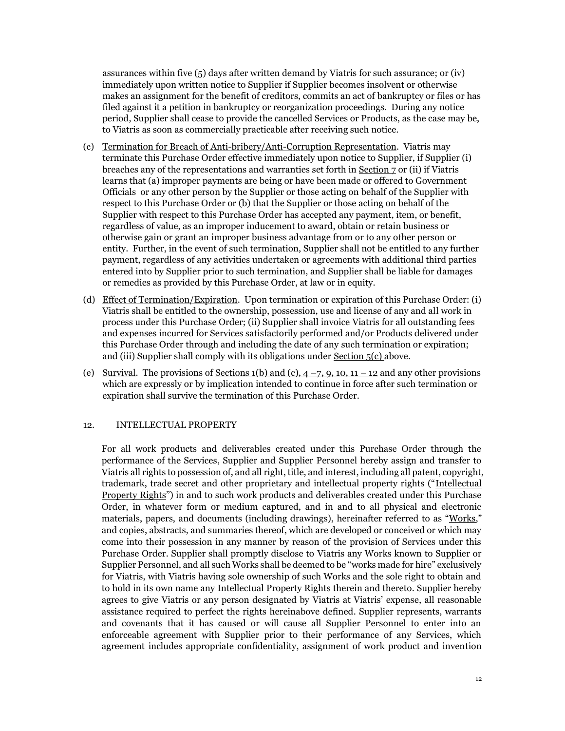assurances within five (5) days after written demand by Viatris for such assurance; or (iv) immediately upon written notice to Supplier if Supplier becomes insolvent or otherwise makes an assignment for the benefit of creditors, commits an act of bankruptcy or files or has filed against it a petition in bankruptcy or reorganization proceedings. During any notice period, Supplier shall cease to provide the cancelled Services or Products, as the case may be, to Viatris as soon as commercially practicable after receiving such notice.

(c) Termination for Breach of Anti-bribery/Anti-Corruption Representation. Viatris may terminate this Purchase Order effective immediately upon notice to Supplier, if Supplier (i) breaches any of the representations and warranties set forth in Section 7 or (ii) if Viatris learns that (a) improper payments are being or have been made or offered to Government Officials or any other person by the Supplier or those acting on behalf of the Supplier with respect to this Purchase Order or (b) that the Supplier or those acting on behalf of the Supplier with respect to this Purchase Order has accepted any payment, item, or benefit, regardless of value, as an improper inducement to award, obtain or retain business or otherwise gain or grant an improper business advantage from or to any other person or entity. Further, in the event of such termination, Supplier shall not be entitled to any further payment, regardless of any activities undertaken or agreements with additional third parties entered into by Supplier prior to such termination, and Supplier shall be liable for damages or remedies as provided by this Purchase Order, at law or in equity.

(d) Effect of Termination/Expiration. Upon termination or expiration of this Purchase Order: (i) Viatris shall be entitled to the ownership, possession, use and license of any and all work in process under this Purchase Order; (ii) Supplier shall invoice Viatris for all outstanding fees and expenses incurred for Services satisfactorily performed and/or Products delivered under this Purchase Order through and including the date of any such termination or expiration; and (iii) Supplier shall comply with its obligations under Section 5(c) above.

(e) Survival. The provisions of Sections 1(b) and (c), 4 –7, 9, 10, 11 – 12 and any other provisions which are expressly or by implication intended to continue in force after such termination or expiration shall survive the termination of this Purchase Order.

## 12. INTELLECTUAL PROPERTY

For all work products and deliverables created under this Purchase Order through the performance of the Services, Supplier and Supplier Personnel hereby assign and transfer to Viatris all rights to possession of, and all right, title, and interest, including all patent, copyright, trademark, trade secret and other proprietary and intellectual property rights ("Intellectual Property Rights") in and to such work products and deliverables created under this Purchase Order, in whatever form or medium captured, and in and to all physical and electronic materials, papers, and documents (including drawings), hereinafter referred to as "Works," and copies, abstracts, and summaries thereof, which are developed or conceived or which may come into their possession in any manner by reason of the provision of Services under this Purchase Order. Supplier shall promptly disclose to Viatris any Works known to Supplier or Supplier Personnel, and all such Works shall be deemed to be "works made for hire" exclusively for Viatris, with Viatris having sole ownership of such Works and the sole right to obtain and to hold in its own name any Intellectual Property Rights therein and thereto. Supplier hereby agrees to give Viatris or any person designated by Viatris at Viatris' expense, all reasonable assistance required to perfect the rights hereinabove defined. Supplier represents, warrants and covenants that it has caused or will cause all Supplier Personnel to enter into an enforceable agreement with Supplier prior to their performance of any Services, which agreement includes appropriate confidentiality, assignment of work product and invention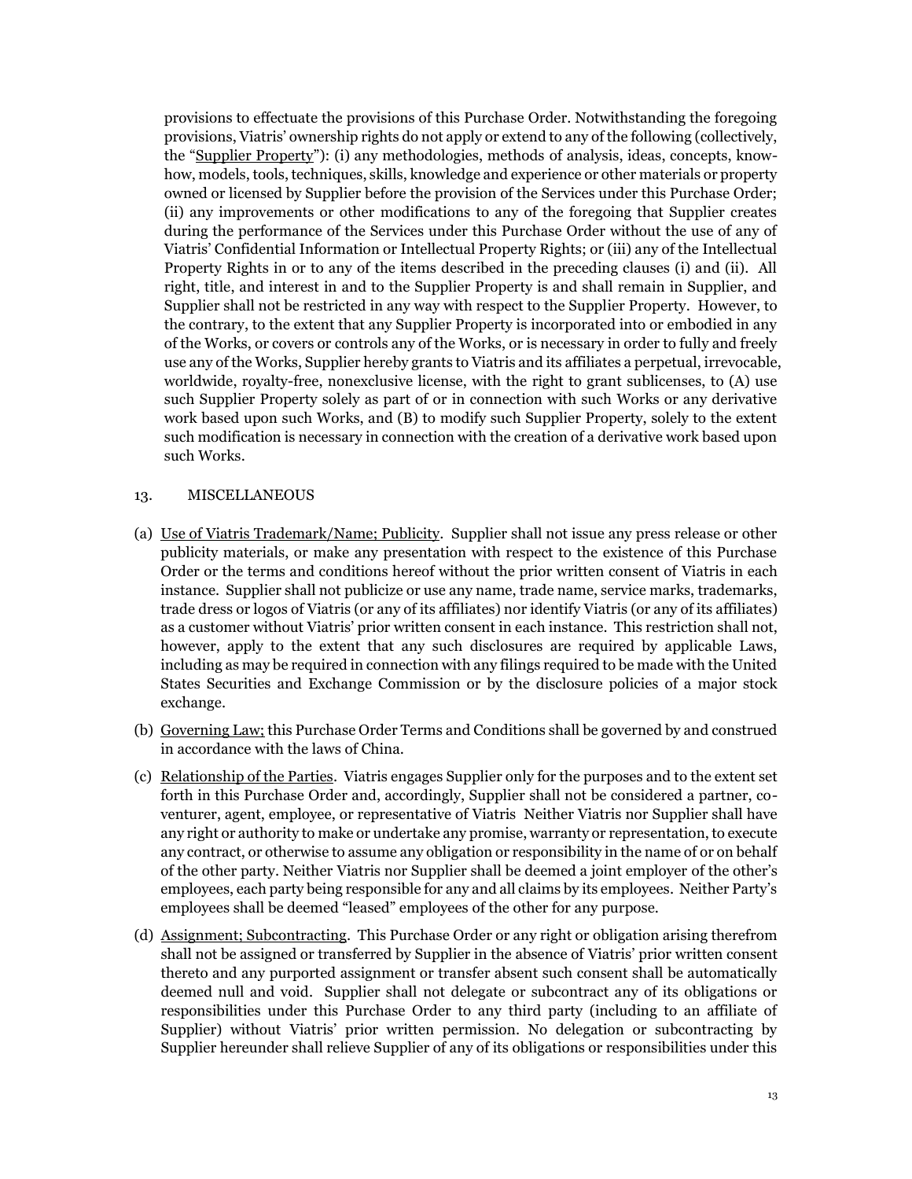provisions to effectuate the provisions of this Purchase Order. Notwithstanding the foregoing provisions, Viatris' ownership rights do not apply or extend to any of the following (collectively, the "Supplier Property"): (i) any methodologies, methods of analysis, ideas, concepts, know-how, models, tools, techniques, skills, knowledge and experience or other materials or property owned or licensed by Supplier before the provision of the Services under this Purchase Order; (ii) any improvements or other modifications to any of the foregoing that Supplier creates during the performance of the Services under this Purchase Order without the use of any of Viatris' Confidential Information or Intellectual Property Rights; or (iii) any of the Intellectual Property Rights in or to any of the items described in the preceding clauses (i) and (ii). All right, title, and interest in and to the Supplier Property is and shall remain in Supplier, and Supplier shall not be restricted in any way with respect to the Supplier Property. However, to the contrary, to the extent that any Supplier Property is incorporated into or embodied in any of the Works, or covers or controls any of the Works, or is necessary in order to fully and freely use any of the Works, Supplier hereby grants to Viatris and its affiliates a perpetual, irrevocable, worldwide, royalty-free, nonexclusive license, with the right to grant sublicenses, to (A) use such Supplier Property solely as part of or in connection with such Works or any derivative work based upon such Works, and (B) to modify such Supplier Property, solely to the extent such modification is necessary in connection with the creation of a derivative work based upon such Works.

## 13. MISCELLANEOUS

(a) Use of Viatris Trademark/Name; Publicity. Supplier shall not issue any press release or other publicity materials, or make any presentation with respect to the existence of this Purchase Order or the terms and conditions hereof without the prior written consent of Viatris in each instance. Supplier shall not publicize or use any name, trade name, service marks, trademarks, trade dress or logos of Viatris (or any of its affiliates) nor identify Viatris (or any of its affiliates) as a customer without Viatris' prior written consent in each instance. This restriction shall not, however, apply to the extent that any such disclosures are required by applicable Laws, including as may be required in connection with any filings required to be made with the United States Securities and Exchange Commission or by the disclosure policies of a major stock exchange.

(b) Governing Law; this Purchase Order Terms and Conditions shall be governed by and construed in accordance with the laws of China.

(c) Relationship of the Parties. Viatris engages Supplier only for the purposes and to the extent set forth in this Purchase Order and, accordingly, Supplier shall not be considered a partner, co-venturer, agent, employee, or representative of Viatris Neither Viatris nor Supplier shall have any right or authority to make or undertake any promise, warranty or representation, to execute any contract, or otherwise to assume any obligation or responsibility in the name of or on behalf of the other party. Neither Viatris nor Supplier shall be deemed a joint employer of the other's employees, each party being responsible for any and all claims by its employees. Neither Party's employees shall be deemed "leased" employees of the other for any purpose.

(d) Assignment; Subcontracting. This Purchase Order or any right or obligation arising therefrom shall not be assigned or transferred by Supplier in the absence of Viatris' prior written consent thereto and any purported assignment or transfer absent such consent shall be automatically deemed null and void. Supplier shall not delegate or subcontract any of its obligations or responsibilities under this Purchase Order to any third party (including to an affiliate of Supplier) without Viatris' prior written permission. No delegation or subcontracting by Supplier hereunder shall relieve Supplier of any of its obligations or responsibilities under this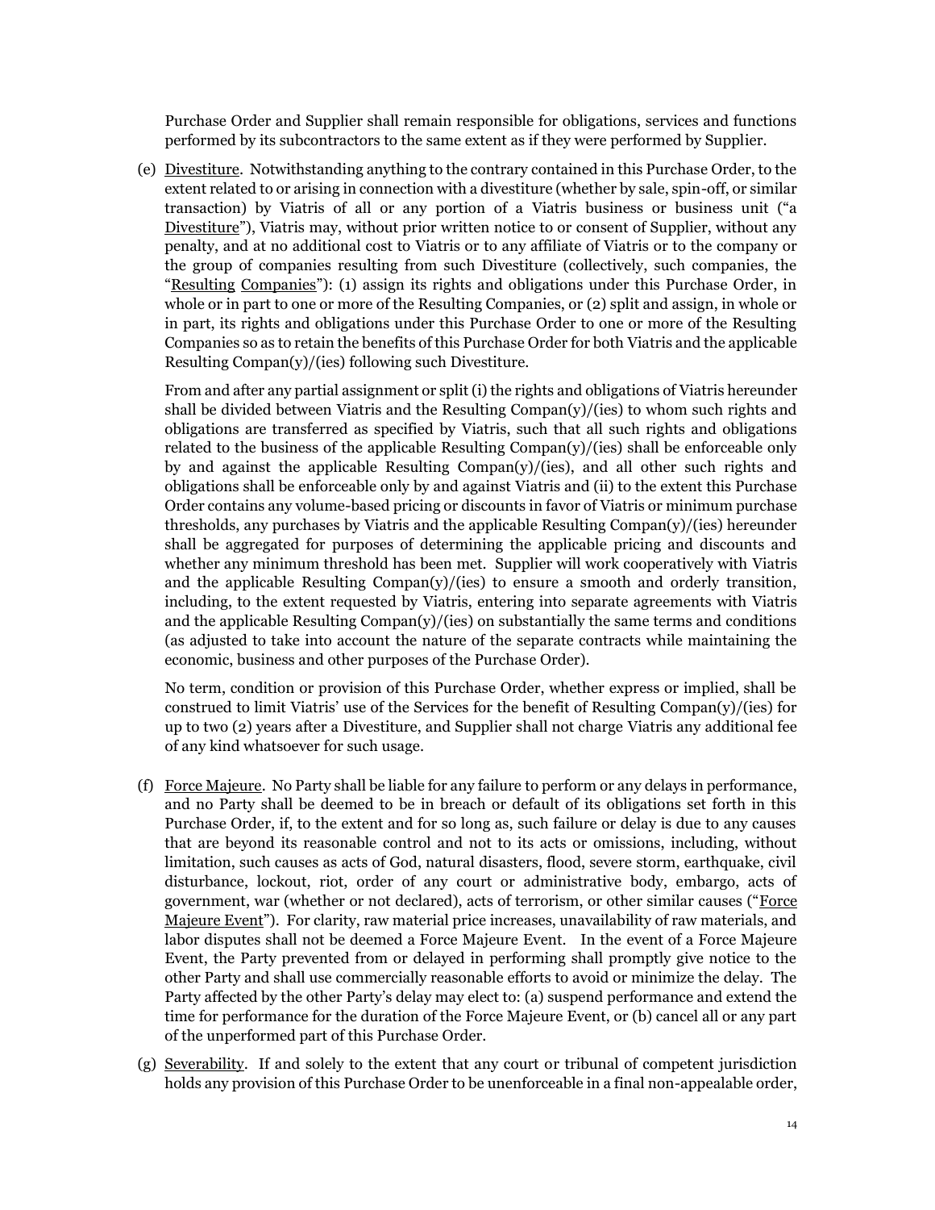Purchase Order and Supplier shall remain responsible for obligations, services and functions performed by its subcontractors to the same extent as if they were performed by Supplier.

(e) Divestiture. Notwithstanding anything to the contrary contained in this Purchase Order, to the extent related to or arising in connection with a divestiture (whether by sale, spin-off, or similar transaction) by Viatris of all or any portion of a Viatris business or business unit ("a Divestiture"), Viatris may, without prior written notice to or consent of Supplier, without any penalty, and at no additional cost to Viatris or to any affiliate of Viatris or to the company or the group of companies resulting from such Divestiture (collectively, such companies, the "Resulting Companies"): (1) assign its rights and obligations under this Purchase Order, in whole or in part to one or more of the Resulting Companies, or (2) split and assign, in whole or in part, its rights and obligations under this Purchase Order to one or more of the Resulting Companies so as to retain the benefits of this Purchase Order for both Viatris and the applicable Resulting Compan(y)/(ies) following such Divestiture.

From and after any partial assignment or split (i) the rights and obligations of Viatris hereunder shall be divided between Viatris and the Resulting Compan(y)/(ies) to whom such rights and obligations are transferred as specified by Viatris, such that all such rights and obligations related to the business of the applicable Resulting Compan(y)/(ies) shall be enforceable only by and against the applicable Resulting Compan(y)/(ies), and all other such rights and obligations shall be enforceable only by and against Viatris and (ii) to the extent this Purchase Order contains any volume-based pricing or discounts in favor of Viatris or minimum purchase thresholds, any purchases by Viatris and the applicable Resulting Compan(y)/(ies) hereunder shall be aggregated for purposes of determining the applicable pricing and discounts and whether any minimum threshold has been met. Supplier will work cooperatively with Viatris and the applicable Resulting Compan(y)/(ies) to ensure a smooth and orderly transition, including, to the extent requested by Viatris, entering into separate agreements with Viatris and the applicable Resulting Compan(y)/(ies) on substantially the same terms and conditions (as adjusted to take into account the nature of the separate contracts while maintaining the economic, business and other purposes of the Purchase Order).

No term, condition or provision of this Purchase Order, whether express or implied, shall be construed to limit Viatris' use of the Services for the benefit of Resulting Compan(y)/(ies) for up to two (2) years after a Divestiture, and Supplier shall not charge Viatris any additional fee of any kind whatsoever for such usage.

(f) Force Majeure. No Party shall be liable for any failure to perform or any delays in performance, and no Party shall be deemed to be in breach or default of its obligations set forth in this Purchase Order, if, to the extent and for so long as, such failure or delay is due to any causes that are beyond its reasonable control and not to its acts or omissions, including, without limitation, such causes as acts of God, natural disasters, flood, severe storm, earthquake, civil disturbance, lockout, riot, order of any court or administrative body, embargo, acts of government, war (whether or not declared), acts of terrorism, or other similar causes ("Force Majeure Event"). For clarity, raw material price increases, unavailability of raw materials, and labor disputes shall not be deemed a Force Majeure Event. In the event of a Force Majeure Event, the Party prevented from or delayed in performing shall promptly give notice to the other Party and shall use commercially reasonable efforts to avoid or minimize the delay. The Party affected by the other Party's delay may elect to: (a) suspend performance and extend the time for performance for the duration of the Force Majeure Event, or (b) cancel all or any part of the unperformed part of this Purchase Order.

(g) Severability. If and solely to the extent that any court or tribunal of competent jurisdiction holds any provision of this Purchase Order to be unenforceable in a final non-appealable order,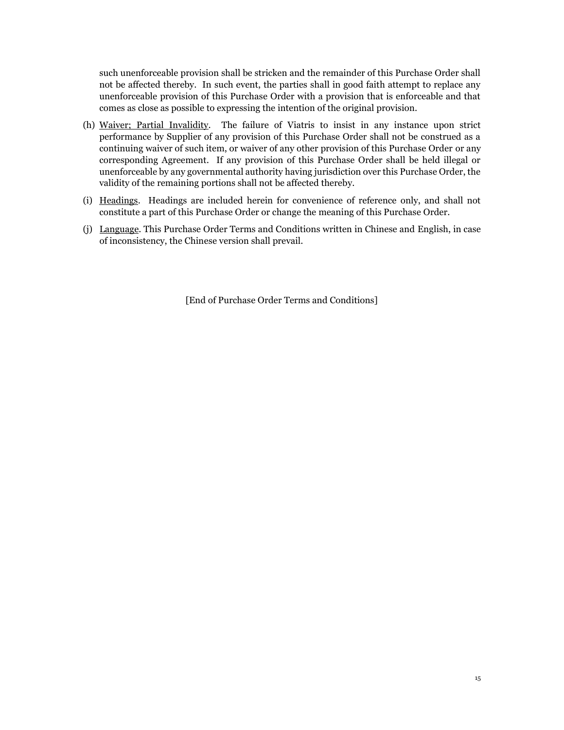such unenforceable provision shall be stricken and the remainder of this Purchase Order shall not be affected thereby. In such event, the parties shall in good faith attempt to replace any unenforceable provision of this Purchase Order with a provision that is enforceable and that comes as close as possible to expressing the intention of the original provision.

(h) <u>Waiver; Partial Invalidity</u>. The failure of Viatris to insist in any instance upon strict performance by Supplier of any provision of this Purchase Order shall not be construed as a continuing waiver of such item, or waiver of any other provision of this Purchase Order or any corresponding Agreement. If any provision of this Purchase Order shall be held illegal or unenforceable by any governmental authority having jurisdiction over this Purchase Order, the validity of the remaining portions shall not be affected thereby.

(i) <u>Headings</u>. Headings are included herein for convenience of reference only, and shall not constitute a part of this Purchase Order or change the meaning of this Purchase Order.

(j) <u>Language</u>. This Purchase Order Terms and Conditions written in Chinese and English, in case of inconsistency, the Chinese version shall prevail.

[End of Purchase Order Terms and Conditions]